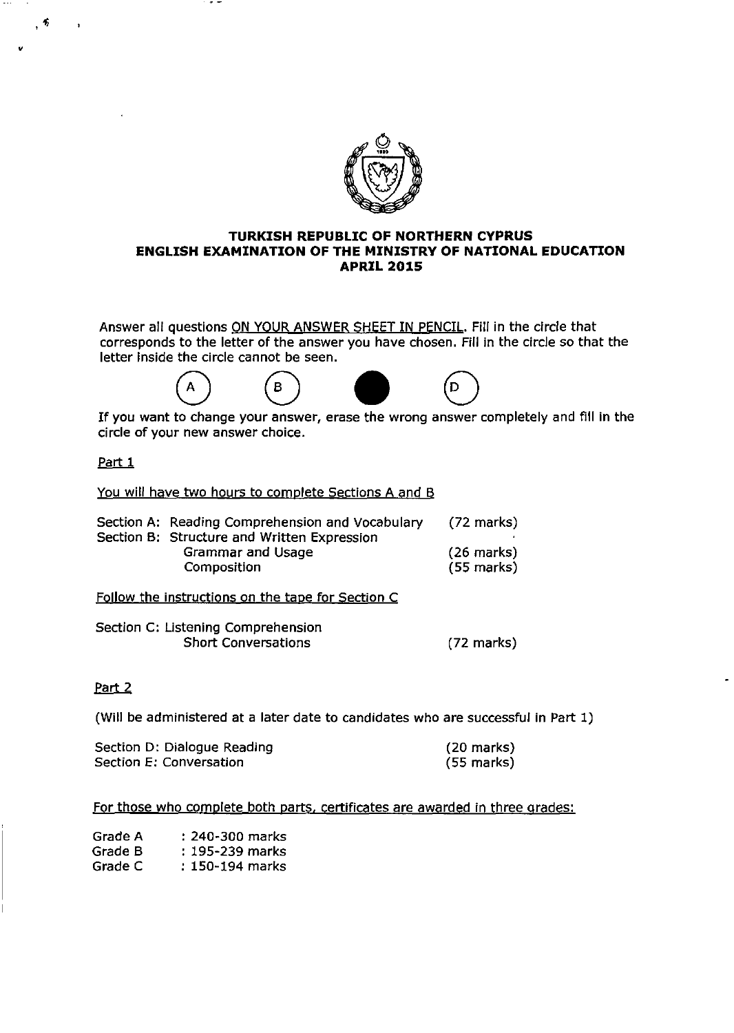# TURKISH REPUBLIC OF NORTHERN CYPRUS
## ENGLISH EXAMINATION OF THE MINISTRY OF NATIONAL EDUCATION
## APRIL 2015

Answer all questions <u>ON YOUR ANSWER SHEET IN PENCIL</u>. Fill in the circle that corresponds to the letter of the answer you have chosen. Fill in the circle so that the letter inside the circle cannot be seen.

(A) (B) ● (D)

If you want to change your answer, erase the wrong answer completely and fill in the circle of your new answer choice.

<u>Part 1</u>

<u>You will have two hours to complete Sections A and B</u>

| | |
|---|---|
| Section A: Reading Comprehension and Vocabulary | (72 marks) |
| Section B: Structure and Written Expression | |
| Grammar and Usage | (26 marks) |
| Composition | (55 marks) |

<u>Follow the instructions on the tape for Section C</u>

| | |
|---|---|
| Section C: Listening Comprehension | |
| Short Conversations | (72 marks) |

<u>Part 2</u>

(Will be administered at a later date to candidates who are successful in Part 1)

| | |
|---|---|
| Section D: Dialogue Reading | (20 marks) |
| Section E: Conversation | (55 marks) |

<u>For those who complete both parts, certificates are awarded in three grades:</u>

| | |
|---|---|
| Grade A | : 240-300 marks |
| Grade B | : 195-239 marks |
| Grade C | : 150-194 marks |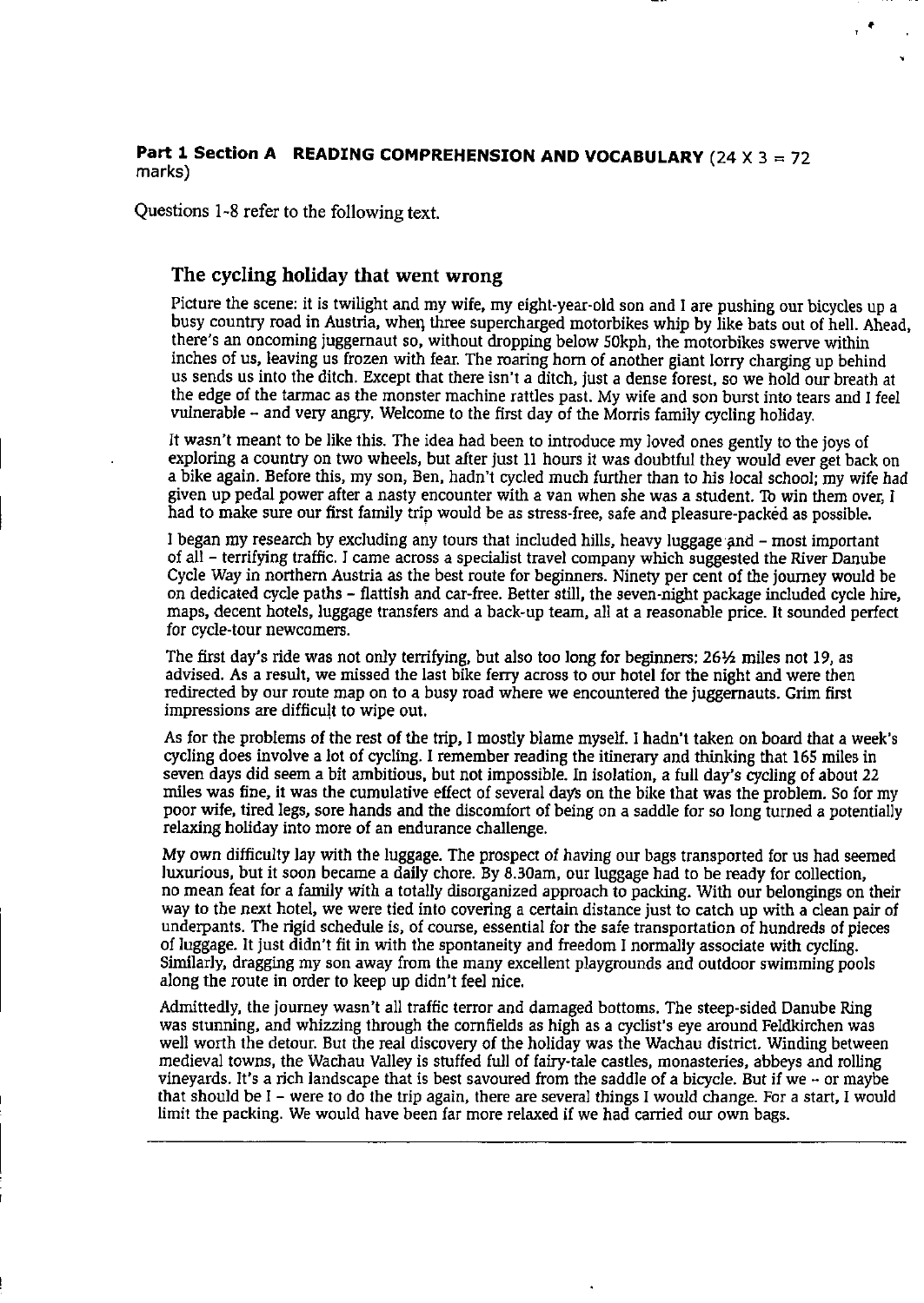**Part 1 Section A READING COMPREHENSION AND VOCABULARY** (24 X 3 = 72 marks)

Questions 1-8 refer to the following text.

## The cycling holiday that went wrong

Picture the scene: it is twilight and my wife, my eight-year-old son and I are pushing our bicycles up a busy country road in Austria, when three supercharged motorbikes whip by like bats out of hell. Ahead, there's an oncoming juggernaut so, without dropping below 50kph, the motorbikes swerve within inches of us, leaving us frozen with fear. The roaring horn of another giant lorry charging up behind us sends us into the ditch. Except that there isn't a ditch, just a dense forest, so we hold our breath at the edge of the tarmac as the monster machine rattles past. My wife and son burst into tears and I feel vulnerable – and very angry. Welcome to the first day of the Morris family cycling holiday.

It wasn't meant to be like this. The idea had been to introduce my loved ones gently to the joys of exploring a country on two wheels, but after just 11 hours it was doubtful they would ever get back on a bike again. Before this, my son, Ben, hadn't cycled much further than to his local school; my wife had given up pedal power after a nasty encounter with a van when she was a student. To win them over, I had to make sure our first family trip would be as stress-free, safe and pleasure-packed as possible.

I began my research by excluding any tours that included hills, heavy luggage and – most important of all – terrifying traffic. I came across a specialist travel company which suggested the River Danube Cycle Way in northern Austria as the best route for beginners. Ninety per cent of the journey would be on dedicated cycle paths – flattish and car-free. Better still, the seven-night package included cycle hire, maps, decent hotels, luggage transfers and a back-up team, all at a reasonable price. It sounded perfect for cycle-tour newcomers.

The first day's ride was not only terrifying, but also too long for beginners: 26½ miles not 19, as advised. As a result, we missed the last bike ferry across to our hotel for the night and were then redirected by our route map on to a busy road where we encountered the juggernauts. Grim first impressions are difficult to wipe out.

As for the problems of the rest of the trip, I mostly blame myself. I hadn't taken on board that a week's cycling does involve a lot of cycling. I remember reading the itinerary and thinking that 165 miles in seven days did seem a bit ambitious, but not impossible. In isolation, a full day's cycling of about 22 miles was fine, it was the cumulative effect of several days on the bike that was the problem. So for my poor wife, tired legs, sore hands and the discomfort of being on a saddle for so long turned a potentially relaxing holiday into more of an endurance challenge.

My own difficulty lay with the luggage. The prospect of having our bags transported for us had seemed luxurious, but it soon became a daily chore. By 8.30am, our luggage had to be ready for collection, no mean feat for a family with a totally disorganized approach to packing. With our belongings on their way to the next hotel, we were tied into covering a certain distance just to catch up with a clean pair of underpants. The rigid schedule is, of course, essential for the safe transportation of hundreds of pieces of luggage. It just didn't fit in with the spontaneity and freedom I normally associate with cycling. Similarly, dragging my son away from the many excellent playgrounds and outdoor swimming pools along the route in order to keep up didn't feel nice.

Admittedly, the journey wasn't all traffic terror and damaged bottoms. The steep-sided Danube Ring was stunning, and whizzing through the cornfields as high as a cyclist's eye around Feldkirchen was well worth the detour. But the real discovery of the holiday was the Wachau district. Winding between medieval towns, the Wachau Valley is stuffed full of fairy-tale castles, monasteries, abbeys and rolling vineyards. It's a rich landscape that is best savoured from the saddle of a bicycle. But if we – or maybe that should be I – were to do the trip again, there are several things I would change. For a start, I would limit the packing. We would have been far more relaxed if we had carried our own bags.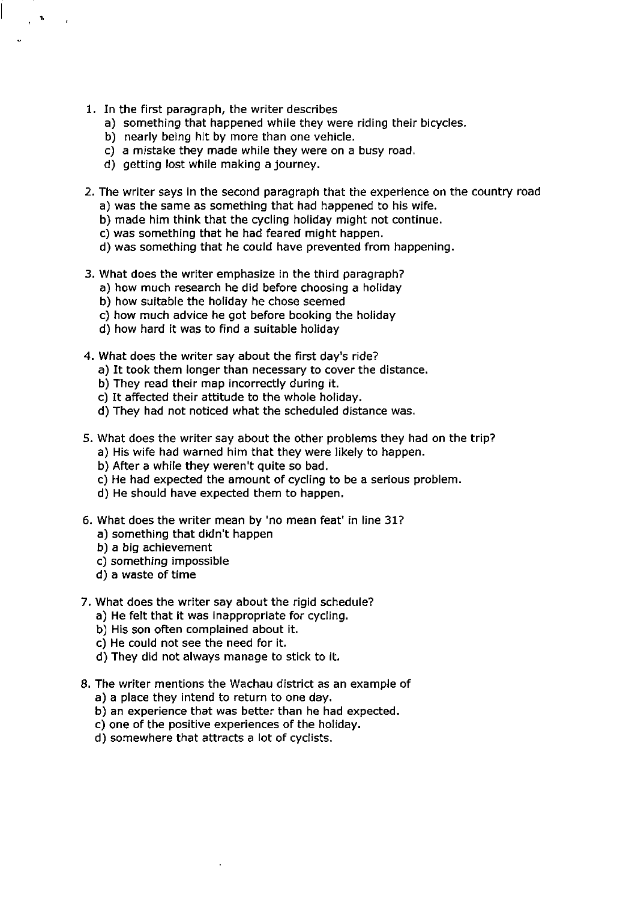1. In the first paragraph, the writer describes
   a) something that happened while they were riding their bicycles.
   b) nearly being hit by more than one vehicle.
   c) a mistake they made while they were on a busy road.
   d) getting lost while making a journey.

2. The writer says in the second paragraph that the experience on the country road
   a) was the same as something that had happened to his wife.
   b) made him think that the cycling holiday might not continue.
   c) was something that he had feared might happen.
   d) was something that he could have prevented from happening.

3. What does the writer emphasize in the third paragraph?
   a) how much research he did before choosing a holiday
   b) how suitable the holiday he chose seemed
   c) how much advice he got before booking the holiday
   d) how hard it was to find a suitable holiday

4. What does the writer say about the first day's ride?
   a) It took them longer than necessary to cover the distance.
   b) They read their map incorrectly during it.
   c) It affected their attitude to the whole holiday.
   d) They had not noticed what the scheduled distance was.

5. What does the writer say about the other problems they had on the trip?
   a) His wife had warned him that they were likely to happen.
   b) After a while they weren't quite so bad.
   c) He had expected the amount of cycling to be a serious problem.
   d) He should have expected them to happen.

6. What does the writer mean by 'no mean feat' in line 31?
   a) something that didn't happen
   b) a big achievement
   c) something impossible
   d) a waste of time

7. What does the writer say about the rigid schedule?
   a) He felt that it was inappropriate for cycling.
   b) His son often complained about it.
   c) He could not see the need for it.
   d) They did not always manage to stick to it.

8. The writer mentions the Wachau district as an example of
   a) a place they intend to return to one day.
   b) an experience that was better than he had expected.
   c) one of the positive experiences of the holiday.
   d) somewhere that attracts a lot of cyclists.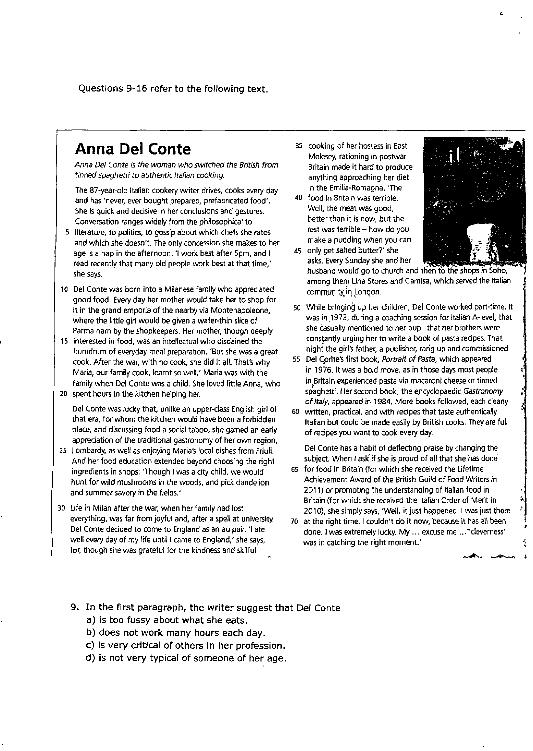Questions 9-16 refer to the following text.

## Anna Del Conte

*Anna Del Conte is the woman who switched the British from tinned spaghetti to authentic Italian cooking.*

The 87-year-old Italian cookery writer drives, cooks every day and has 'never, ever bought prepared, prefabricated food'. She is quick and decisive in her conclusions and gestures. Conversation ranges widely from the philosophical to literature, to politics, to gossip about which chefs she rates and which she doesn't. The only concession she makes to her age is a nap in the afternoon. 'I work best after 5pm, and I read recently that many old people work best at that time,' she says.

Del Conte was born into a Milanese family who appreciated good food. Every day her mother would take her to shop for it in the grand emporia of the nearby via Montenapoleone, where the little girl would be given a wafer-thin slice of Parma ham by the shopkeepers. Her mother, though deeply interested in food, was an intellectual who disdained the humdrum of everyday meal preparation. 'But she was a great cook. After the war, with no cook, she did it all. That's why Maria, our family cook, learnt so well.' Maria was with the family when Del Conte was a child. She loved little Anna, who spent hours in the kitchen helping her.

Del Conte was lucky that, unlike an upper-class English girl of that era, for whom the kitchen would have been a forbidden place, and discussing food a social taboo, she gained an early appreciation of the traditional gastronomy of her own region, Lombardy, as well as enjoying Maria's local dishes from Friuli. And her food education extended beyond choosing the right ingredients in shops: 'Though I was a city child, we would hunt for wild mushrooms in the woods, and pick dandelion and summer savory in the fields.'

Life in Milan after the war, when her family had lost everything, was far from joyful and, after a spell at university, Del Conte decided to come to England as an au pair. 'I ate well every day of my life until I came to England,' she says, for, though she was grateful for the kindness and skilful cooking of her hostess in East Molesey, rationing in postwar Britain made it hard to produce anything approaching her diet in the Emilia-Romagna. 'The food in Britain was terrible. Well, the meat was good, better than it is now, but the rest was terrible – how do you make a pudding when you can only get salted butter?' she asks. Every Sunday she and her husband would go to church and then to the shops in Soho, among them Lina Stores and Camisa, which served the Italian community in London.

While bringing up her children, Del Conte worked part-time. It was in 1973, during a coaching session for Italian A-level, that she casually mentioned to her pupil that her brothers were constantly urging her to write a book of pasta recipes. That night the girl's father, a publisher, rang up and commissioned Del Conte's first book, *Portrait of Pasta*, which appeared in 1976. It was a bold move, as in those days most people in Britain experienced pasta via macaroni cheese or tinned spaghetti. Her second book, the encyclopaedic *Gastronomy of Italy*, appeared in 1984. More books followed, each clearly written, practical, and with recipes that taste authentically Italian but could be made easily by British cooks. They are full of recipes you want to cook every day.

Del Conte has a habit of deflecting praise by changing the subject. When I ask if she is proud of all that she has done for food in Britain (for which she received the Lifetime Achievement Award of the British Guild of Food Writers in 2011) or promoting the understanding of Italian food in Britain (for which she received the Italian Order of Merit in 2010), she simply says, 'Well, it just happened. I was just there at the right time. I couldn't do it now, because it has all been done. I was extremely lucky. My ... excuse me ... "cleverness" was in catching the right moment.'

9. In the first paragraph, the writer suggest that Del Conte
   a) is too fussy about what she eats.
   b) does not work many hours each day.
   c) is very critical of others in her profession.
   d) is not very typical of someone of her age.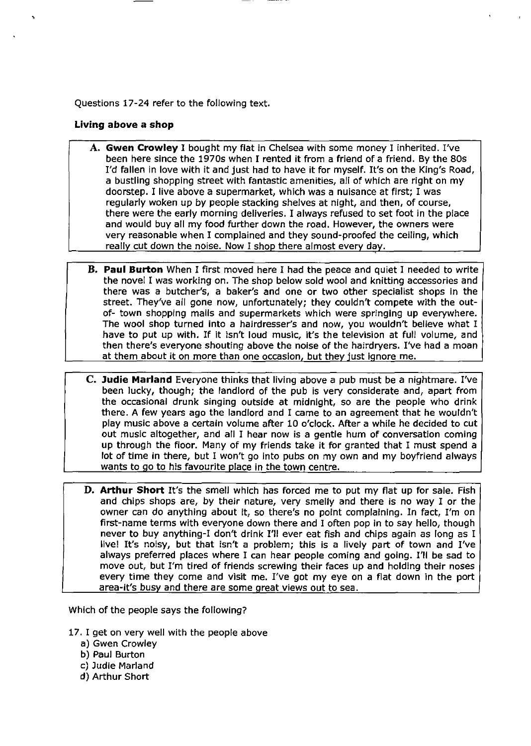Questions 17-24 refer to the following text.

**Living above a shop**

**A. Gwen Crowley** I bought my flat in Chelsea with some money I inherited. I've been here since the 1970s when I rented it from a friend of a friend. By the 80s I'd fallen in love with it and just had to have it for myself. It's on the King's Road, a bustling shopping street with fantastic amenities, all of which are right on my doorstep. I live above a supermarket, which was a nuisance at first; I was regularly woken up by people stacking shelves at night, and then, of course, there were the early morning deliveries. I always refused to set foot in the place and would buy all my food further down the road. However, the owners were very reasonable when I complained and they sound-proofed the ceiling, which really cut down the noise. Now I shop there almost every day.

**B. Paul Burton** When I first moved here I had the peace and quiet I needed to write the novel I was working on. The shop below sold wool and knitting accessories and there was a butcher's, a baker's and one or two other specialist shops in the street. They've all gone now, unfortunately; they couldn't compete with the out-of- town shopping malls and supermarkets which were springing up everywhere. The wool shop turned into a hairdresser's and now, you wouldn't believe what I have to put up with. If it isn't loud music, it's the television at full volume, and then there's everyone shouting above the noise of the hairdryers. I've had a moan at them about it on more than one occasion, but they just ignore me.

**C. Judie Marland** Everyone thinks that living above a pub must be a nightmare. I've been lucky, though; the landlord of the pub is very considerate and, apart from the occasional drunk singing outside at midnight, so are the people who drink there. A few years ago the landlord and I came to an agreement that he wouldn't play music above a certain volume after 10 o'clock. After a while he decided to cut out music altogether, and all I hear now is a gentle hum of conversation coming up through the floor. Many of my friends take it for granted that I must spend a lot of time in there, but I won't go into pubs on my own and my boyfriend always wants to go to his favourite place in the town centre.

**D. Arthur Short** It's the smell which has forced me to put my flat up for sale. Fish and chips shops are, by their nature, very smelly and there is no way I or the owner can do anything about it, so there's no point complaining. In fact, I'm on first-name terms with everyone down there and I often pop in to say hello, though never to buy anything-I don't drink I'll ever eat fish and chips again as long as I live! It's noisy, but that isn't a problem; this is a lively part of town and I've always preferred places where I can hear people coming and going. I'll be sad to move out, but I'm tired of friends screwing their faces up and holding their noses every time they come and visit me. I've got my eye on a flat down in the port area-it's busy and there are some great views out to sea.

Which of the people says the following?

17. I get on very well with the people above
   a) Gwen Crowley
   b) Paul Burton
   c) Judie Marland
   d) Arthur Short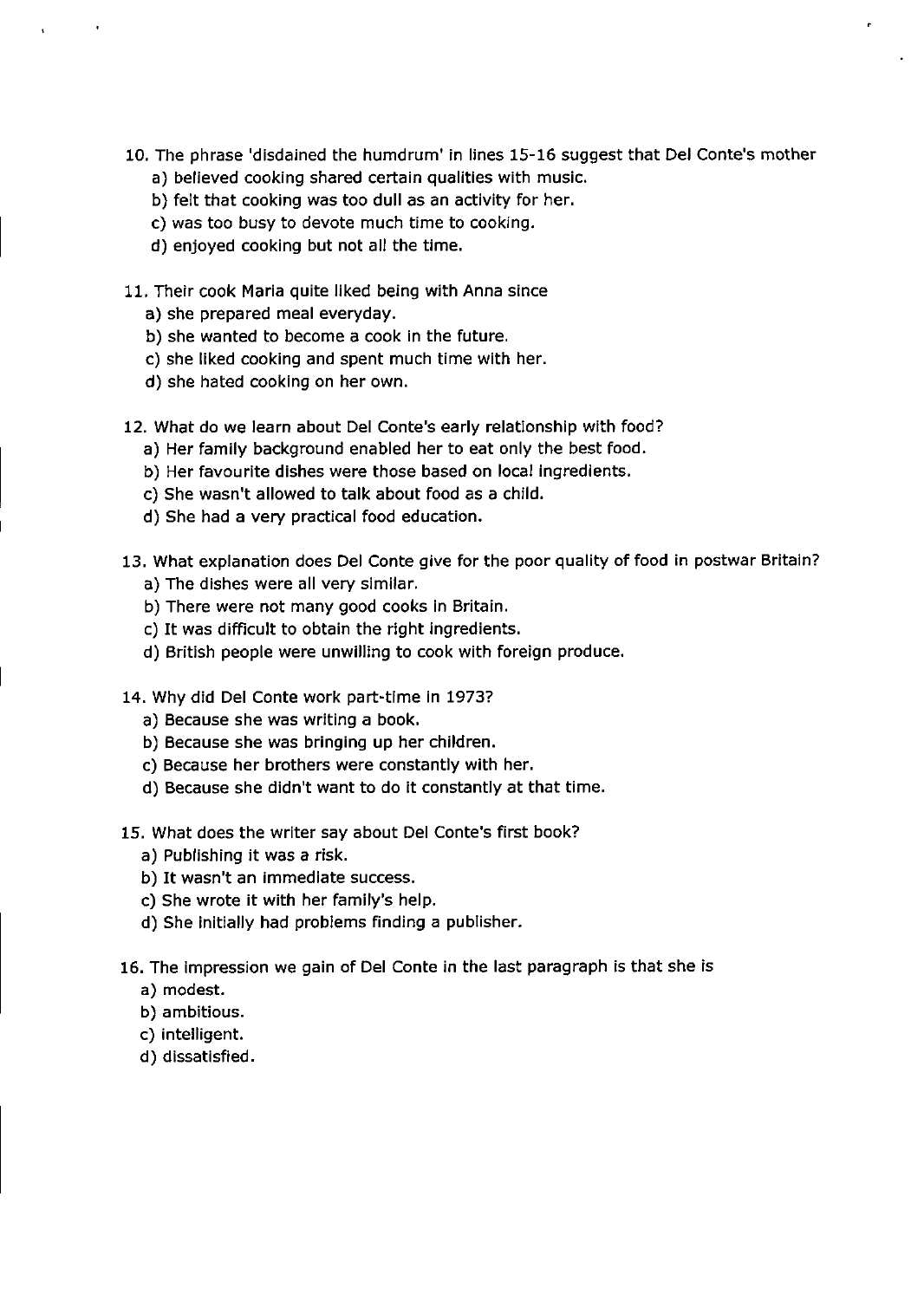10. The phrase 'disdained the humdrum' in lines 15-16 suggest that Del Conte's mother
    a) believed cooking shared certain qualities with music.
    b) felt that cooking was too dull as an activity for her.
    c) was too busy to devote much time to cooking.
    d) enjoyed cooking but not all the time.

11. Their cook Maria quite liked being with Anna since
    a) she prepared meal everyday.
    b) she wanted to become a cook in the future.
    c) she liked cooking and spent much time with her.
    d) she hated cooking on her own.

12. What do we learn about Del Conte's early relationship with food?
    a) Her family background enabled her to eat only the best food.
    b) Her favourite dishes were those based on local ingredients.
    c) She wasn't allowed to talk about food as a child.
    d) She had a very practical food education.

13. What explanation does Del Conte give for the poor quality of food in postwar Britain?
    a) The dishes were all very similar.
    b) There were not many good cooks in Britain.
    c) It was difficult to obtain the right ingredients.
    d) British people were unwilling to cook with foreign produce.

14. Why did Del Conte work part-time in 1973?
    a) Because she was writing a book.
    b) Because she was bringing up her children.
    c) Because her brothers were constantly with her.
    d) Because she didn't want to do it constantly at that time.

15. What does the writer say about Del Conte's first book?
    a) Publishing it was a risk.
    b) It wasn't an immediate success.
    c) She wrote it with her family's help.
    d) She initially had problems finding a publisher.

16. The impression we gain of Del Conte in the last paragraph is that she is
    a) modest.
    b) ambitious.
    c) intelligent.
    d) dissatisfied.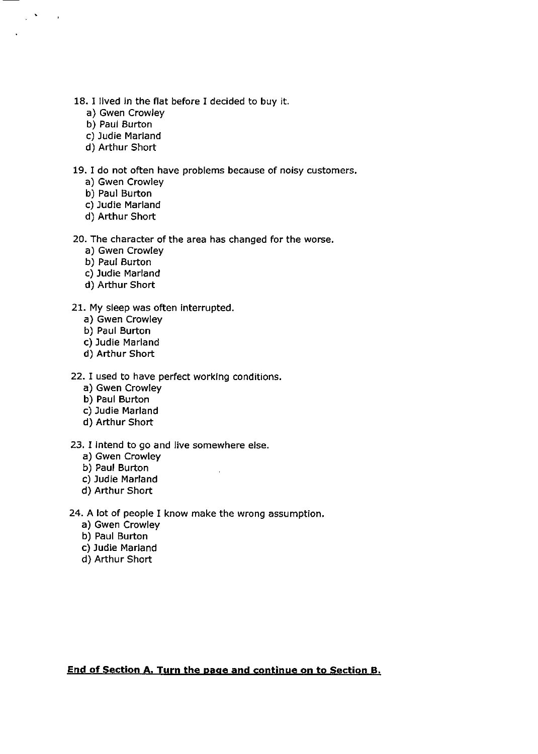18. I lived in the flat before I decided to buy it.
    a) Gwen Crowley
    b) Paul Burton
    c) Judie Marland
    d) Arthur Short

19. I do not often have problems because of noisy customers.
    a) Gwen Crowley
    b) Paul Burton
    c) Judie Marland
    d) Arthur Short

20. The character of the area has changed for the worse.
    a) Gwen Crowley
    b) Paul Burton
    c) Judie Marland
    d) Arthur Short

21. My sleep was often interrupted.
    a) Gwen Crowley
    b) Paul Burton
    c) Judie Marland
    d) Arthur Short

22. I used to have perfect working conditions.
    a) Gwen Crowley
    b) Paul Burton
    c) Judie Marland
    d) Arthur Short

23. I intend to go and live somewhere else.
    a) Gwen Crowley
    b) Paul Burton
    c) Judie Marland
    d) Arthur Short

24. A lot of people I know make the wrong assumption.
    a) Gwen Crowley
    b) Paul Burton
    c) Judie Marland
    d) Arthur Short

**End of Section A. Turn the page and continue on to Section B.**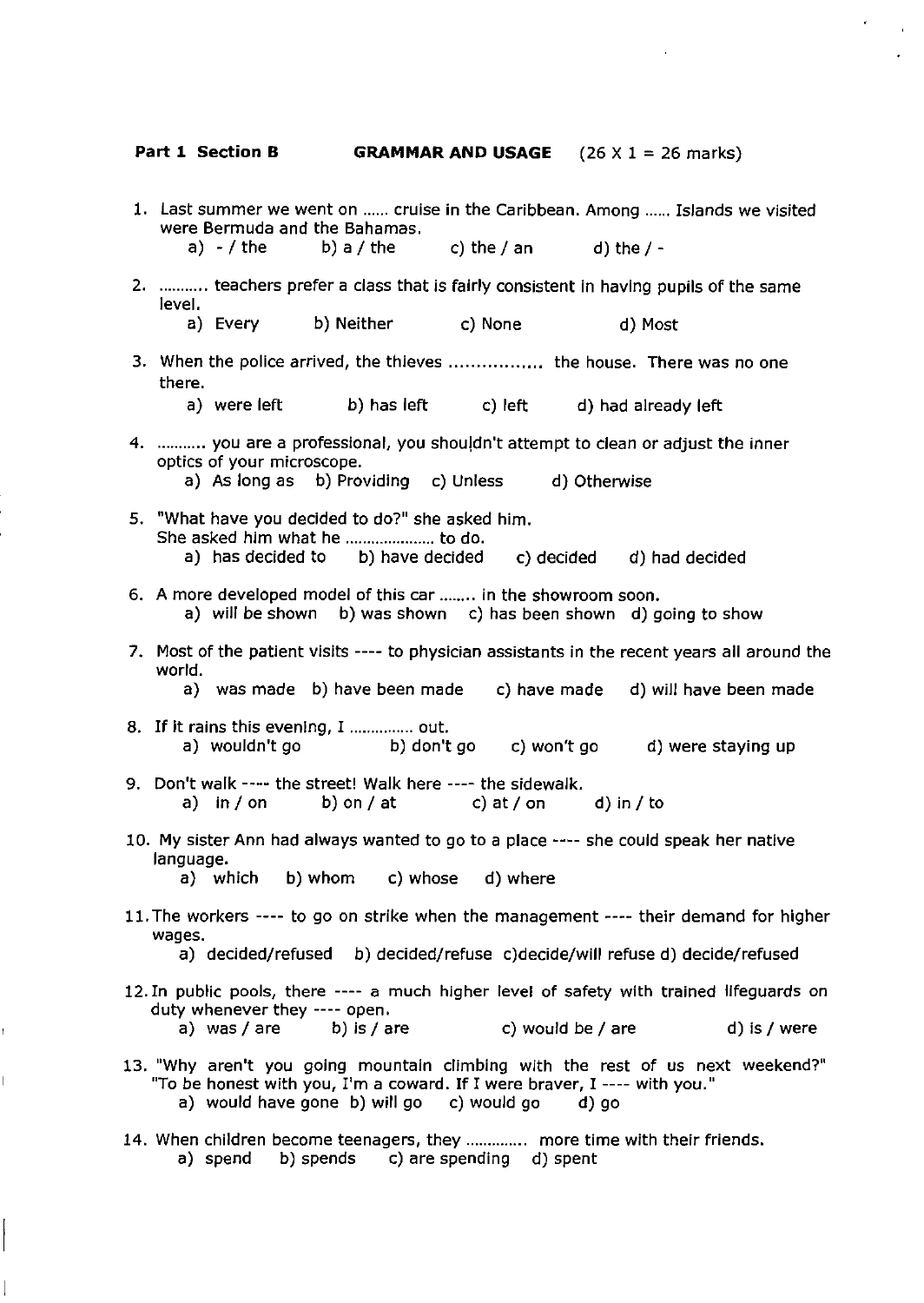**Part 1 Section B** **GRAMMAR AND USAGE** (26 X 1 = 26 marks)

1. Last summer we went on ...... cruise in the Caribbean. Among ...... Islands we visited were Bermuda and the Bahamas.
   a) - / the b) a / the c) the / an d) the / -

2. ........... teachers prefer a class that is fairly consistent in having pupils of the same level.
   a) Every b) Neither c) None d) Most

3. When the police arrived, the thieves ................ the house. There was no one there.
   a) were left b) has left c) left d) had already left

4. ........... you are a professional, you shouldn't attempt to clean or adjust the inner optics of your microscope.
   a) As long as b) Providing c) Unless d) Otherwise

5. "What have you decided to do?" she asked him.
   She asked him what he ..................... to do.
   a) has decided to b) have decided c) decided d) had decided

6. A more developed model of this car ........ in the showroom soon.
   a) will be shown b) was shown c) has been shown d) going to show

7. Most of the patient visits ---- to physician assistants in the recent years all around the world.
   a) was made b) have been made c) have made d) will have been made

8. If it rains this evening, I ............... out.
   a) wouldn't go b) don't go c) won't go d) were staying up

9. Don't walk ---- the street! Walk here ---- the sidewalk.
   a) in / on b) on / at c) at / on d) in / to

10. My sister Ann had always wanted to go to a place ---- she could speak her native language.
    a) which b) whom c) whose d) where

11. The workers ---- to go on strike when the management ---- their demand for higher wages.
    a) decided/refused b) decided/refuse c)decide/will refuse d) decide/refused

12. In public pools, there ---- a much higher level of safety with trained lifeguards on duty whenever they ---- open.
    a) was / are b) is / are c) would be / are d) is / were

13. "Why aren't you going mountain climbing with the rest of us next weekend?" "To be honest with you, I'm a coward. If I were braver, I ---- with you."
    a) would have gone b) will go c) would go d) go

14. When children become teenagers, they .............. more time with their friends.
    a) spend b) spends c) are spending d) spent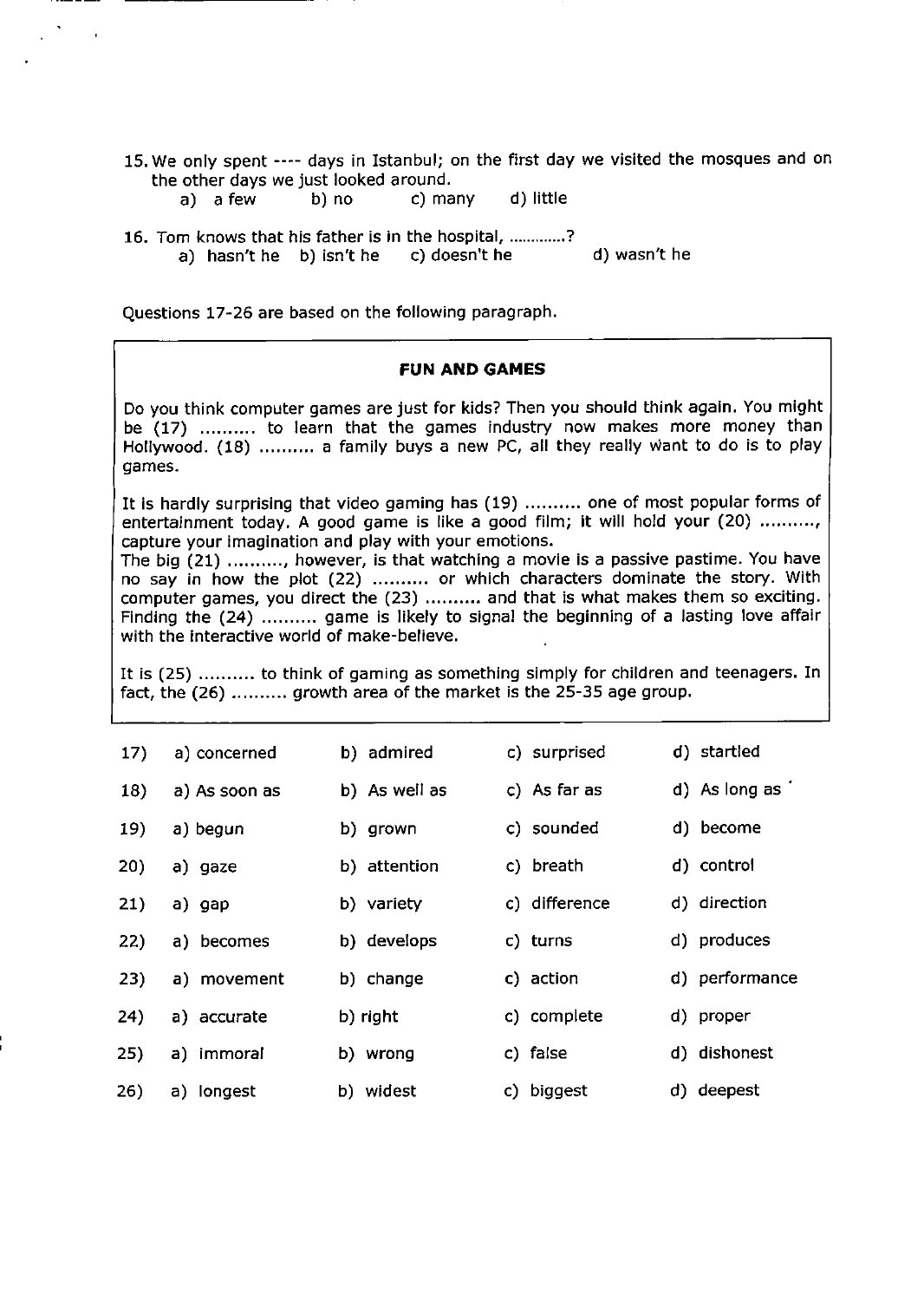15. We only spent ---- days in Istanbul; on the first day we visited the mosques and on the other days we just looked around.
    a) a few  b) no  c) many  d) little

16. Tom knows that his father is in the hospital, ............?
    a) hasn't he  b) isn't he  c) doesn't he  d) wasn't he

Questions 17-26 are based on the following paragraph.

**FUN AND GAMES**

Do you think computer games are just for kids? Then you should think again. You might be (17) .......... to learn that the games industry now makes more money than Hollywood. (18) .......... a family buys a new PC, all they really want to do is to play games.

It is hardly surprising that video gaming has (19) .......... one of most popular forms of entertainment today. A good game is like a good film; it will hold your (20) .........., capture your imagination and play with your emotions.
The big (21) .........., however, is that watching a movie is a passive pastime. You have no say in how the plot (22) .......... or which characters dominate the story. With computer games, you direct the (23) .......... and that is what makes them so exciting. Finding the (24) .......... game is likely to signal the beginning of a lasting love affair with the interactive world of make-believe.

It is (25) .......... to think of gaming as something simply for children and teenagers. In fact, the (26) .......... growth area of the market is the 25-35 age group.

| | | | | |
|---|---|---|---|---|
| 17) | a) concerned | b) admired | c) surprised | d) startled |
| 18) | a) As soon as | b) As well as | c) As far as | d) As long as |
| 19) | a) begun | b) grown | c) sounded | d) become |
| 20) | a) gaze | b) attention | c) breath | d) control |
| 21) | a) gap | b) variety | c) difference | d) direction |
| 22) | a) becomes | b) develops | c) turns | d) produces |
| 23) | a) movement | b) change | c) action | d) performance |
| 24) | a) accurate | b) right | c) complete | d) proper |
| 25) | a) immoral | b) wrong | c) false | d) dishonest |
| 26) | a) longest | b) widest | c) biggest | d) deepest |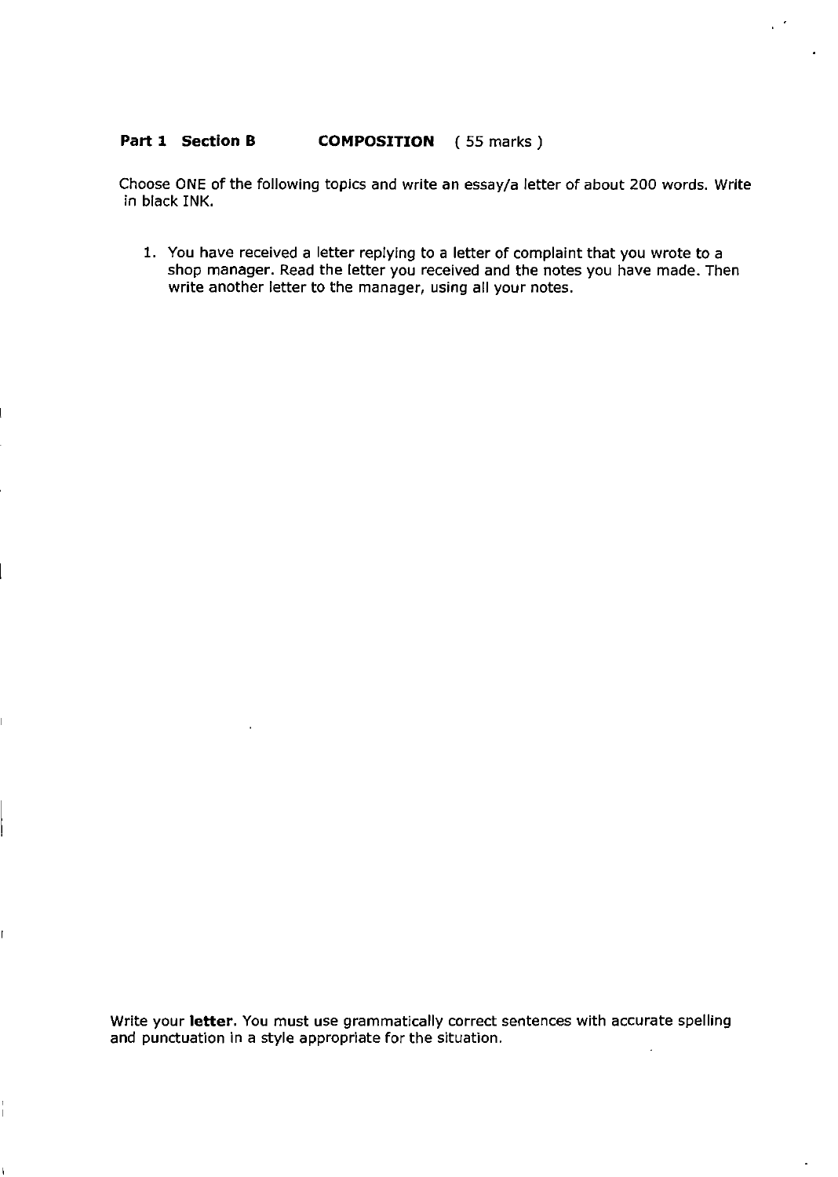**Part 1 Section B COMPOSITION ( 55 marks )**

Choose ONE of the following topics and write an essay/a letter of about 200 words. Write in black INK.

1. You have received a letter replying to a letter of complaint that you wrote to a shop manager. Read the letter you received and the notes you have made. Then write another letter to the manager, using all your notes.

Write your **letter**. You must use grammatically correct sentences with accurate spelling and punctuation in a style appropriate for the situation.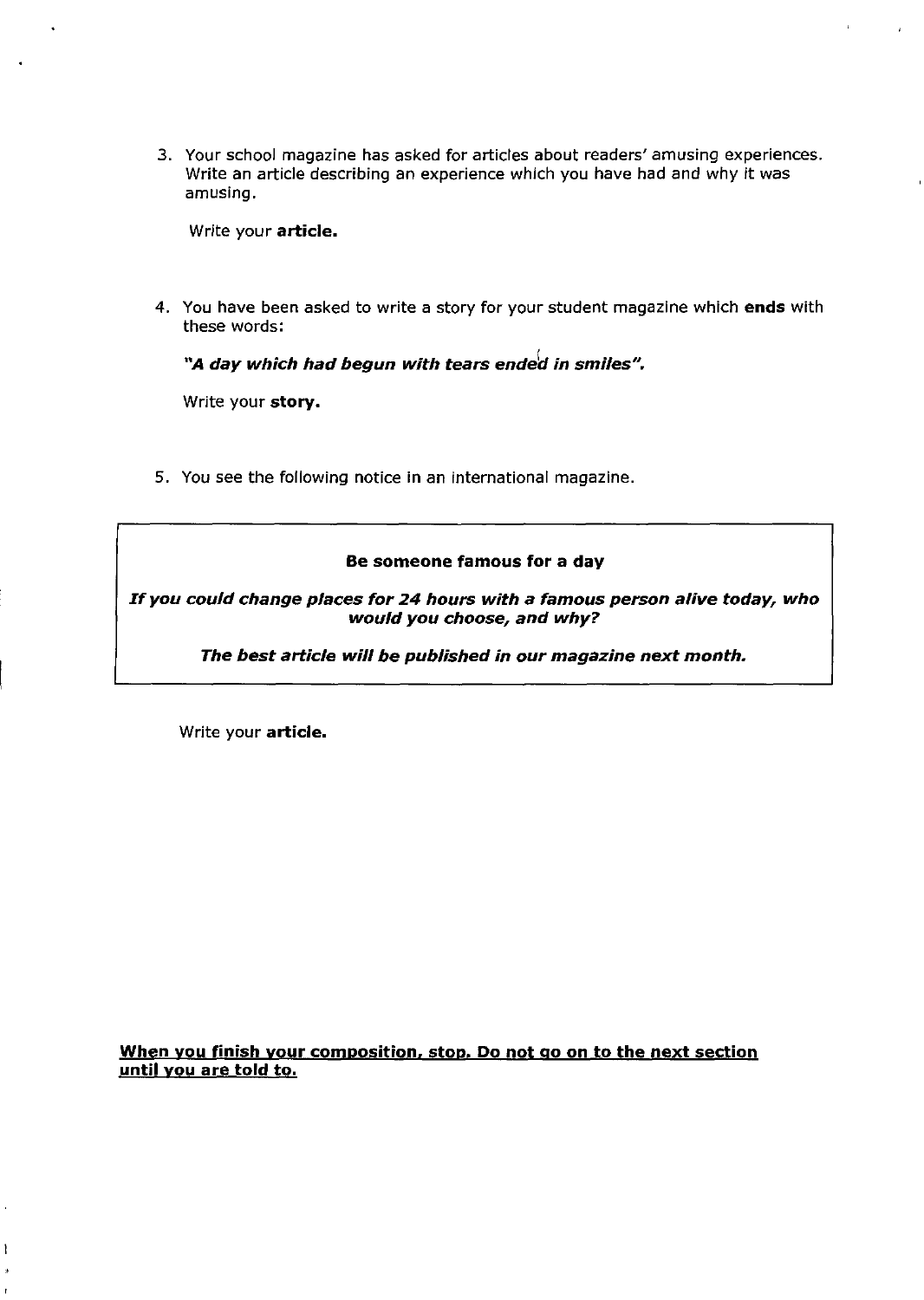3. Your school magazine has asked for articles about readers' amusing experiences. Write an article describing an experience which you have had and why it was amusing.

   Write your **article.**

4. You have been asked to write a story for your student magazine which **ends** with these words:

   ***"A day which had begun with tears ended in smiles".***

   Write your **story.**

5. You see the following notice in an international magazine.

> **Be someone famous for a day**
>
> ***If you could change places for 24 hours with a famous person alive today, who would you choose, and why?***
>
> ***The best article will be published in our magazine next month.***

Write your **article.**

**When you finish your composition, stop. Do not go on to the next section until you are told to.**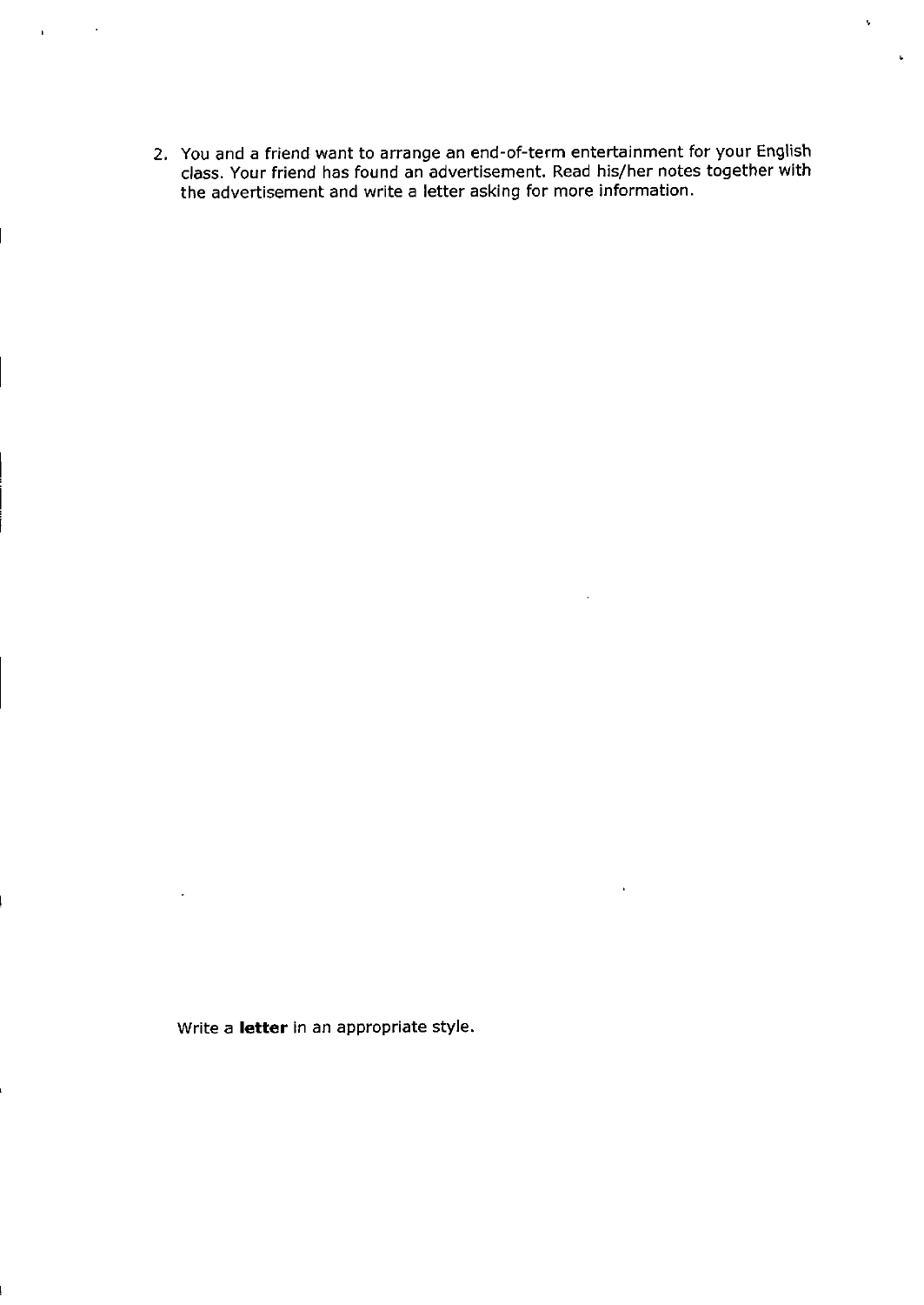2. You and a friend want to arrange an end-of-term entertainment for your English class. Your friend has found an advertisement. Read his/her notes together with the advertisement and write a letter asking for more information.

Write a **letter** in an appropriate style.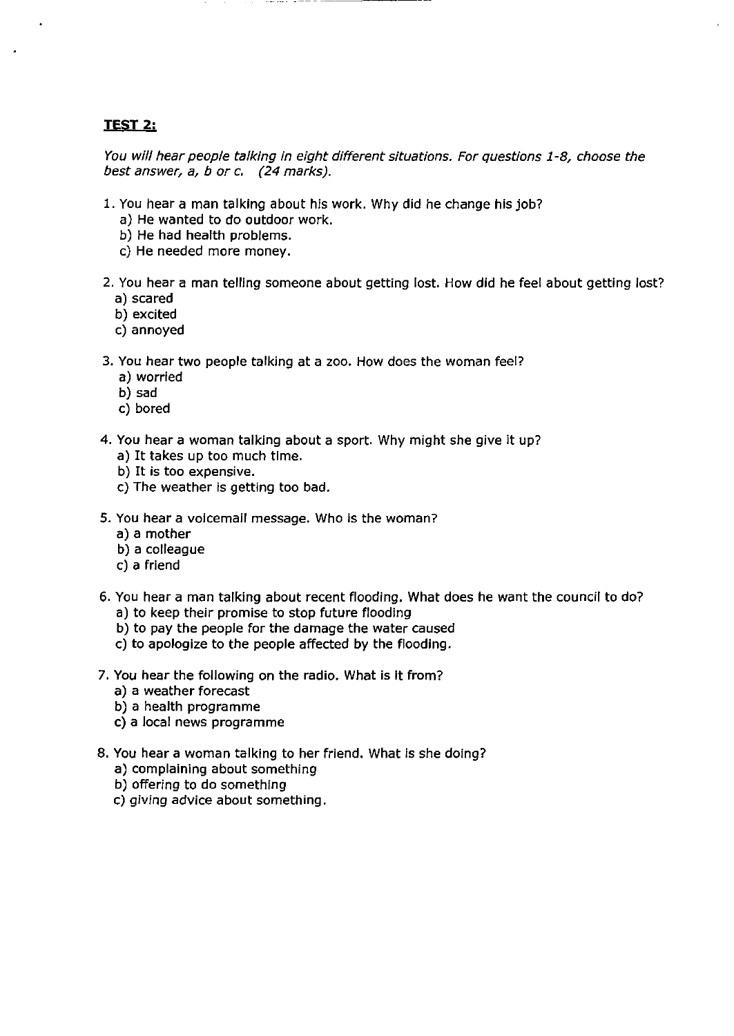**TEST 2:**

*You will hear people talking in eight different situations. For questions 1-8, choose the best answer, a, b or c. (24 marks).*

1. You hear a man talking about his work. Why did he change his job?
   a) He wanted to do outdoor work.
   b) He had health problems.
   c) He needed more money.

2. You hear a man telling someone about getting lost. How did he feel about getting lost?
   a) scared
   b) excited
   c) annoyed

3. You hear two people talking at a zoo. How does the woman feel?
   a) worried
   b) sad
   c) bored

4. You hear a woman talking about a sport. Why might she give it up?
   a) It takes up too much time.
   b) It is too expensive.
   c) The weather is getting too bad.

5. You hear a voicemail message. Who is the woman?
   a) a mother
   b) a colleague
   c) a friend

6. You hear a man talking about recent flooding. What does he want the council to do?
   a) to keep their promise to stop future flooding
   b) to pay the people for the damage the water caused
   c) to apologize to the people affected by the flooding.

7. You hear the following on the radio. What is it from?
   a) a weather forecast
   b) a health programme
   c) a local news programme

8. You hear a woman talking to her friend. What is she doing?
   a) complaining about something
   b) offering to do something
   c) giving advice about something.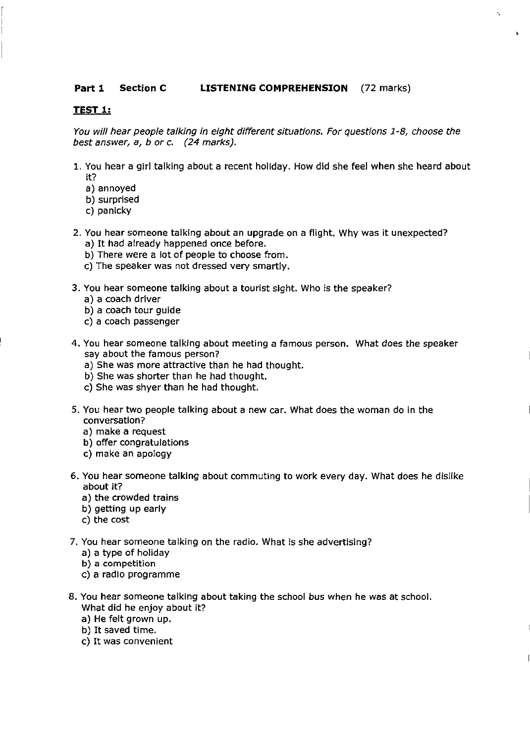**Part 1 Section C LISTENING COMPREHENSION** (72 marks)

**TEST 1:**

*You will hear people talking in eight different situations. For questions 1-8, choose the best answer, a, b or c. (24 marks).*

1. You hear a girl talking about a recent holiday. How did she feel when she heard about it?
   a) annoyed
   b) surprised
   c) panicky

2. You hear someone talking about an upgrade on a flight. Why was it unexpected?
   a) It had already happened once before.
   b) There were a lot of people to choose from.
   c) The speaker was not dressed very smartly.

3. You hear someone talking about a tourist sight. Who is the speaker?
   a) a coach driver
   b) a coach tour guide
   c) a coach passenger

4. You hear someone talking about meeting a famous person. What does the speaker say about the famous person?
   a) She was more attractive than he had thought.
   b) She was shorter than he had thought.
   c) She was shyer than he had thought.

5. You hear two people talking about a new car. What does the woman do in the conversation?
   a) make a request
   b) offer congratulations
   c) make an apology

6. You hear someone talking about commuting to work every day. What does he dislike about it?
   a) the crowded trains
   b) getting up early
   c) the cost

7. You hear someone talking on the radio. What is she advertising?
   a) a type of holiday
   b) a competition
   c) a radio programme

8. You hear someone talking about taking the school bus when he was at school. What did he enjoy about it?
   a) He felt grown up.
   b) It saved time.
   c) It was convenient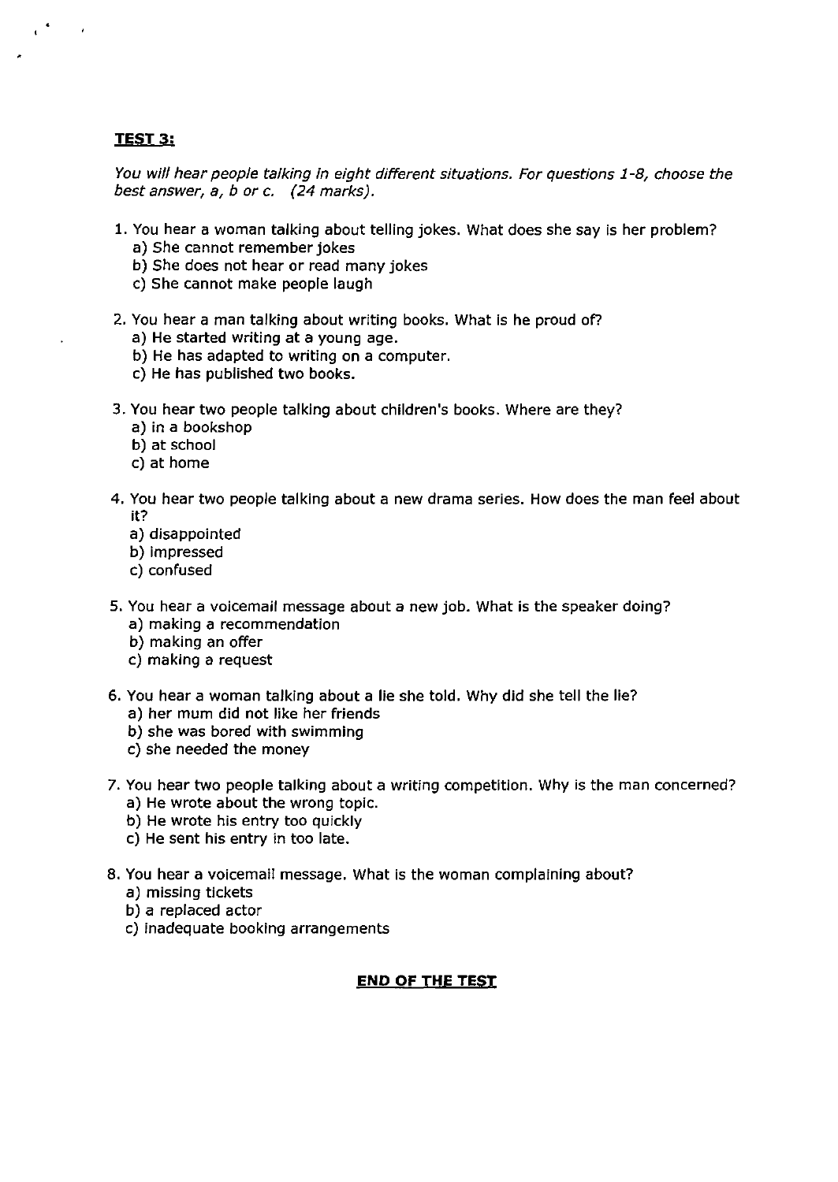**TEST 3:**

*You will hear people talking in eight different situations. For questions 1-8, choose the best answer, a, b or c. (24 marks).*

1. You hear a woman talking about telling jokes. What does she say is her problem?
   a) She cannot remember jokes
   b) She does not hear or read many jokes
   c) She cannot make people laugh

2. You hear a man talking about writing books. What is he proud of?
   a) He started writing at a young age.
   b) He has adapted to writing on a computer.
   c) He has published two books.

3. You hear two people talking about children's books. Where are they?
   a) in a bookshop
   b) at school
   c) at home

4. You hear two people talking about a new drama series. How does the man feel about it?
   a) disappointed
   b) impressed
   c) confused

5. You hear a voicemail message about a new job. What is the speaker doing?
   a) making a recommendation
   b) making an offer
   c) making a request

6. You hear a woman talking about a lie she told. Why did she tell the lie?
   a) her mum did not like her friends
   b) she was bored with swimming
   c) she needed the money

7. You hear two people talking about a writing competition. Why is the man concerned?
   a) He wrote about the wrong topic.
   b) He wrote his entry too quickly
   c) He sent his entry in too late.

8. You hear a voicemail message. What is the woman complaining about?
   a) missing tickets
   b) a replaced actor
   c) inadequate booking arrangements

**END OF THE TEST**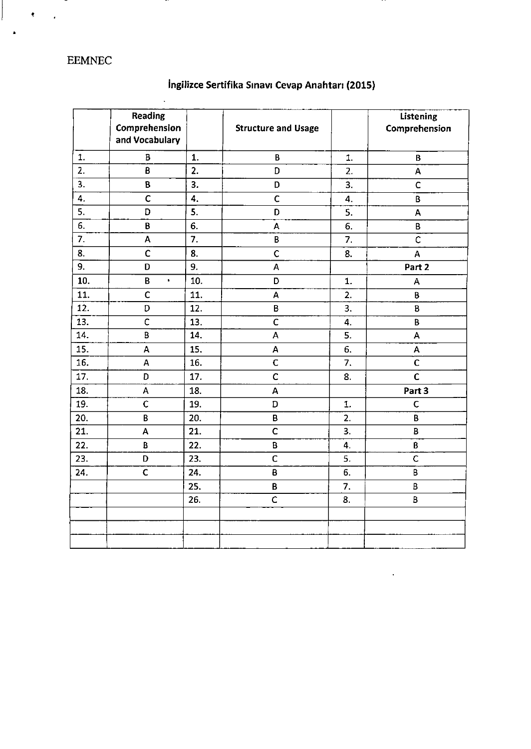EEMNEC

## İngilizce Sertifika Sınavı Cevap Anahtarı (2015)

| | Reading Comprehension and Vocabulary | | Structure and Usage | | Listening Comprehension |
|---|---|---|---|---|---|
| 1. | B | 1. | B | 1. | B |
| 2. | B | 2. | D | 2. | A |
| 3. | B | 3. | D | 3. | C |
| 4. | C | 4. | C | 4. | B |
| 5. | D | 5. | D | 5. | A |
| 6. | B | 6. | A | 6. | B |
| 7. | A | 7. | B | 7. | C |
| 8. | C | 8. | C | 8. | A |
| 9. | D | 9. | A | | **Part 2** |
| 10. | B | 10. | D | 1. | A |
| 11. | C | 11. | A | 2. | B |
| 12. | D | 12. | B | 3. | B |
| 13. | C | 13. | C | 4. | B |
| 14. | B | 14. | A | 5. | A |
| 15. | A | 15. | A | 6. | A |
| 16. | A | 16. | C | 7. | C |
| 17. | D | 17. | C | 8. | C |
| 18. | A | 18. | A | | **Part 3** |
| 19. | C | 19. | D | 1. | C |
| 20. | B | 20. | B | 2. | B |
| 21. | A | 21. | C | 3. | B |
| 22. | B | 22. | B | 4. | B |
| 23. | D | 23. | C | 5. | C |
| 24. | C | 24. | B | 6. | B |
| | | 25. | B | 7. | B |
| | | 26. | C | 8. | B |